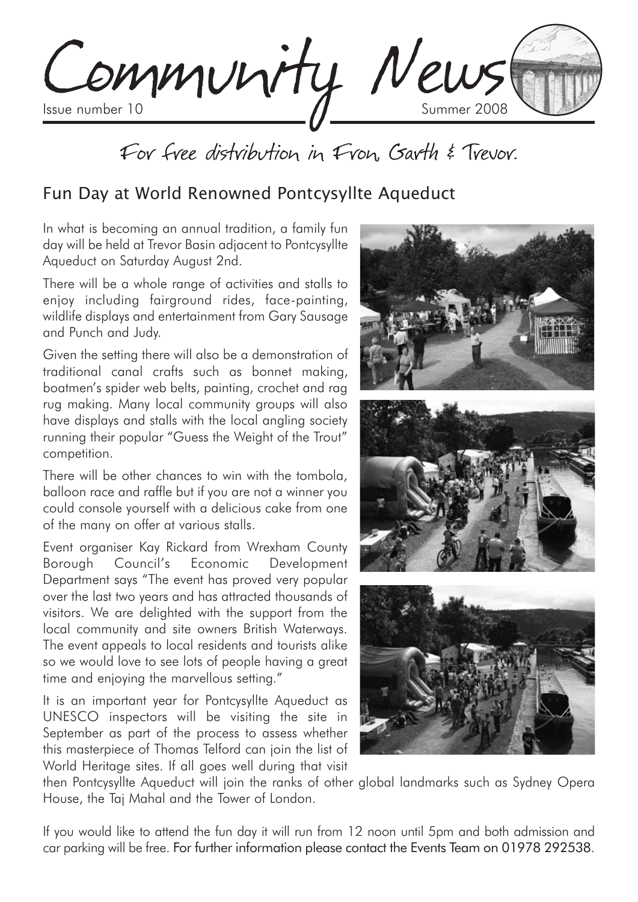# Community News

Issue number 10 — Summer 2008

For free distribution in Fron, Garth & Trevor.

## Fun Day at World Renowned Pontcysyllte Aqueduct

In what is becoming an annual tradition, a family fun day will be held at Trevor Basin adjacent to Pontcysyllte Aqueduct on Saturday August 2nd.

There will be a whole range of activities and stalls to enjoy including fairground rides, face-painting, wildlife displays and entertainment from Gary Sausage and Punch and Judy.

Given the setting there will also be a demonstration of traditional canal crafts such as bonnet making, boatmen's spider web belts, painting, crochet and rag rug making. Many local community groups will also have displays and stalls with the local angling society running their popular "Guess the Weight of the Trout" competition.

There will be other chances to win with the tombola, balloon race and raffle but if you are not a winner you could console yourself with a delicious cake from one of the many on offer at various stalls.

Event organiser Kay Rickard from Wrexham County Borough Council's Economic Development Department says "The event has proved very popular over the last two years and has attracted thousands of visitors. We are delighted with the support from the local community and site owners British Waterways. The event appeals to local residents and tourists alike so we would love to see lots of people having a great time and enjoying the marvellous setting."

It is an important year for Pontcysyllte Aqueduct as UNESCO inspectors will be visiting the site in September as part of the process to assess whether this masterpiece of Thomas Telford can join the list of World Heritage sites. If all goes well during that visit then Pontcysyllte Aqueduct will join the ranks of other global landmarks such as Sydney Opera House, the Taj Mahal and the Tower of London.

If you would like to attend the fun day it will run from 12 noon until 5pm and both admission and car parking will be free. For further information please contact the Events Team on 01978 292538.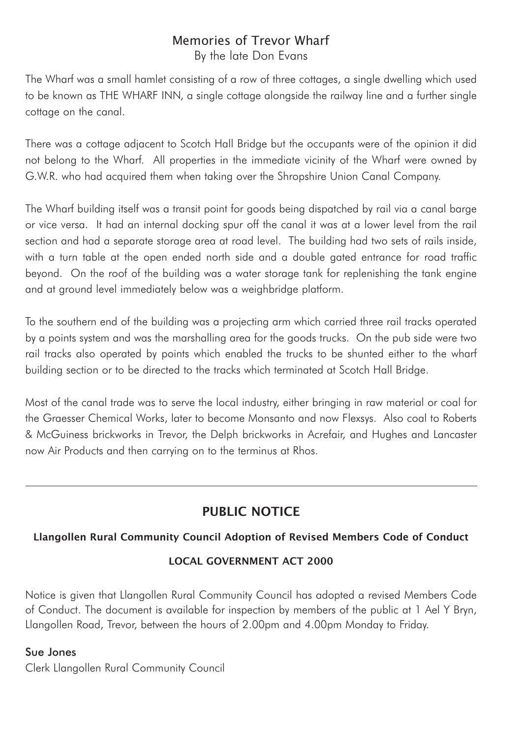## Memories of Trevor Wharf

By the late Don Evans

The Wharf was a small hamlet consisting of a row of three cottages, a single dwelling which used to be known as THE WHARF INN, a single cottage alongside the railway line and a further single cottage on the canal.

There was a cottage adjacent to Scotch Hall Bridge but the occupants were of the opinion it did not belong to the Wharf. All properties in the immediate vicinity of the Wharf were owned by G.W.R. who had acquired them when taking over the Shropshire Union Canal Company.

The Wharf building itself was a transit point for goods being dispatched by rail via a canal barge or vice versa. It had an internal docking spur off the canal it was at a lower level from the rail section and had a separate storage area at road level. The building had two sets of rails inside, with a turn table at the open ended north side and a double gated entrance for road traffic beyond. On the roof of the building was a water storage tank for replenishing the tank engine and at ground level immediately below was a weighbridge platform.

To the southern end of the building was a projecting arm which carried three rail tracks operated by a points system and was the marshalling area for the goods trucks. On the pub side were two rail tracks also operated by points which enabled the trucks to be shunted either to the wharf building section or to be directed to the tracks which terminated at Scotch Hall Bridge.

Most of the canal trade was to serve the local industry, either bringing in raw material or coal for the Graesser Chemical Works, later to become Monsanto and now Flexsys. Also coal to Roberts & McGuiness brickworks in Trevor, the Delph brickworks in Acrefair, and Hughes and Lancaster now Air Products and then carrying on to the terminus at Rhos.

---

## PUBLIC NOTICE

**Llangollen Rural Community Council Adoption of Revised Members Code of Conduct**

**LOCAL GOVERNMENT ACT 2000**

Notice is given that Llangollen Rural Community Council has adopted a revised Members Code of Conduct. The document is available for inspection by members of the public at 1 Ael Y Bryn, Llangollen Road, Trevor, between the hours of 2.00pm and 4.00pm Monday to Friday.

Sue Jones
Clerk Llangollen Rural Community Council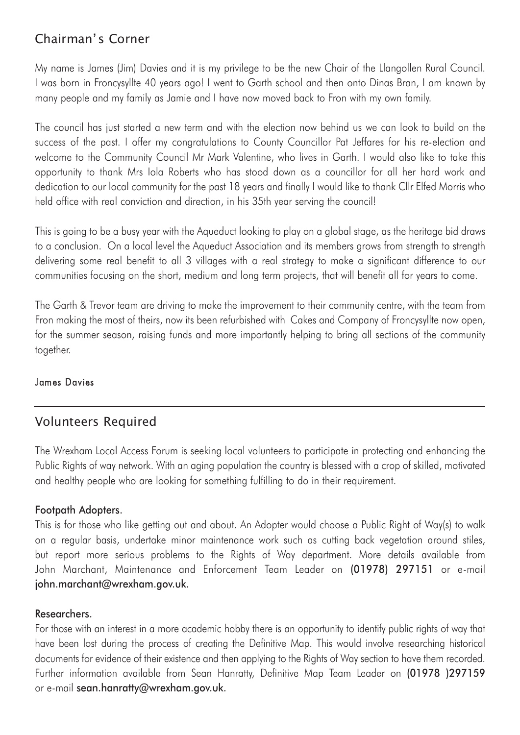## Chairman's Corner

My name is James (Jim) Davies and it is my privilege to be the new Chair of the Llangollen Rural Council. I was born in Froncysyllte 40 years ago! I went to Garth school and then onto Dinas Bran, I am known by many people and my family as Jamie and I have now moved back to Fron with my own family.

The council has just started a new term and with the election now behind us we can look to build on the success of the past. I offer my congratulations to County Councillor Pat Jeffares for his re-election and welcome to the Community Council Mr Mark Valentine, who lives in Garth. I would also like to take this opportunity to thank Mrs Iola Roberts who has stood down as a councillor for all her hard work and dedication to our local community for the past 18 years and finally I would like to thank Cllr Elfed Morris who held office with real conviction and direction, in his 35th year serving the council!

This is going to be a busy year with the Aqueduct looking to play on a global stage, as the heritage bid draws to a conclusion. On a local level the Aqueduct Association and its members grows from strength to strength delivering some real benefit to all 3 villages with a real strategy to make a significant difference to our communities focusing on the short, medium and long term projects, that will benefit all for years to come.

The Garth & Trevor team are driving to make the improvement to their community centre, with the team from Fron making the most of theirs, now its been refurbished with Cakes and Company of Froncysyllte now open, for the summer season, raising funds and more importantly helping to bring all sections of the community together.

James Davies

---

## Volunteers Required

The Wrexham Local Access Forum is seeking local volunteers to participate in protecting and enhancing the Public Rights of way network. With an aging population the country is blessed with a crop of skilled, motivated and healthy people who are looking for something fulfilling to do in their requirement.

**Footpath Adopters.**

This is for those who like getting out and about. An Adopter would choose a Public Right of Way(s) to walk on a regular basis, undertake minor maintenance work such as cutting back vegetation around stiles, but report more serious problems to the Rights of Way department. More details available from John Marchant, Maintenance and Enforcement Team Leader on **(01978) 297151** or e-mail **john.marchant@wrexham.gov.uk.**

**Researchers.**

For those with an interest in a more academic hobby there is an opportunity to identify public rights of way that have been lost during the process of creating the Definitive Map. This would involve researching historical documents for evidence of their existence and then applying to the Rights of Way section to have them recorded. Further information available from Sean Hanratty, Definitive Map Team Leader on **(01978 )297159** or e-mail **sean.hanratty@wrexham.gov.uk.**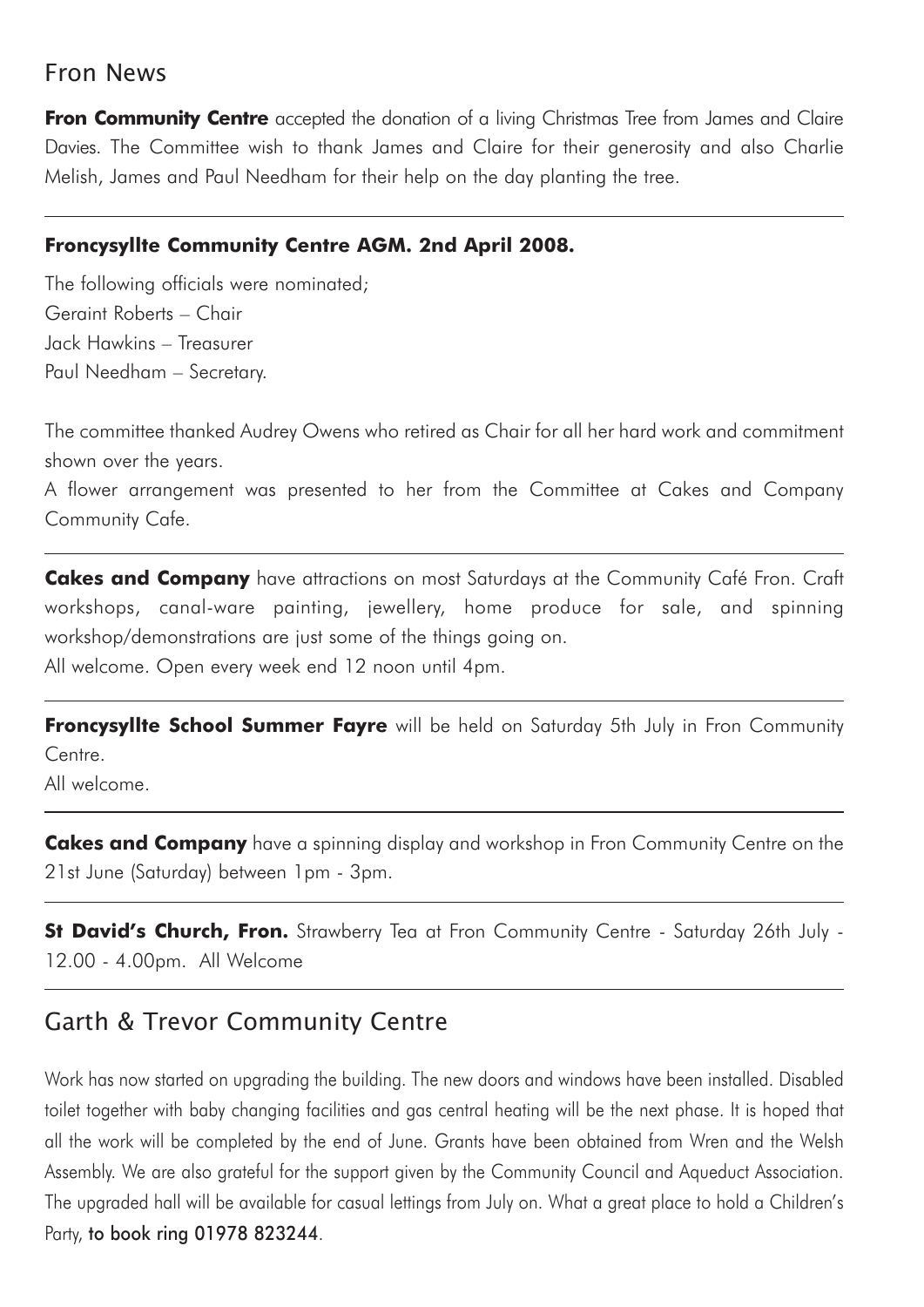## Fron News

**Fron Community Centre** accepted the donation of a living Christmas Tree from James and Claire Davies. The Committee wish to thank James and Claire for their generosity and also Charlie Melish, James and Paul Needham for their help on the day planting the tree.

---

**Froncysyllte Community Centre AGM. 2nd April 2008.**

The following officials were nominated;
Geraint Roberts – Chair
Jack Hawkins – Treasurer
Paul Needham – Secretary.

The committee thanked Audrey Owens who retired as Chair for all her hard work and commitment shown over the years.
A flower arrangement was presented to her from the Committee at Cakes and Company Community Cafe.

---

**Cakes and Company** have attractions on most Saturdays at the Community Café Fron. Craft workshops, canal-ware painting, jewellery, home produce for sale, and spinning workshop/demonstrations are just some of the things going on.
All welcome. Open every week end 12 noon until 4pm.

---

**Froncysyllte School Summer Fayre** will be held on Saturday 5th July in Fron Community Centre.
All welcome.

---

**Cakes and Company** have a spinning display and workshop in Fron Community Centre on the 21st June (Saturday) between 1pm - 3pm.

---

**St David's Church, Fron.** Strawberry Tea at Fron Community Centre - Saturday 26th July - 12.00 - 4.00pm. All Welcome

---

## Garth & Trevor Community Centre

Work has now started on upgrading the building. The new doors and windows have been installed. Disabled toilet together with baby changing facilities and gas central heating will be the next phase. It is hoped that all the work will be completed by the end of June. Grants have been obtained from Wren and the Welsh Assembly. We are also grateful for the support given by the Community Council and Aqueduct Association. The upgraded hall will be available for casual lettings from July on. What a great place to hold a Children's Party, to book ring 01978 823244.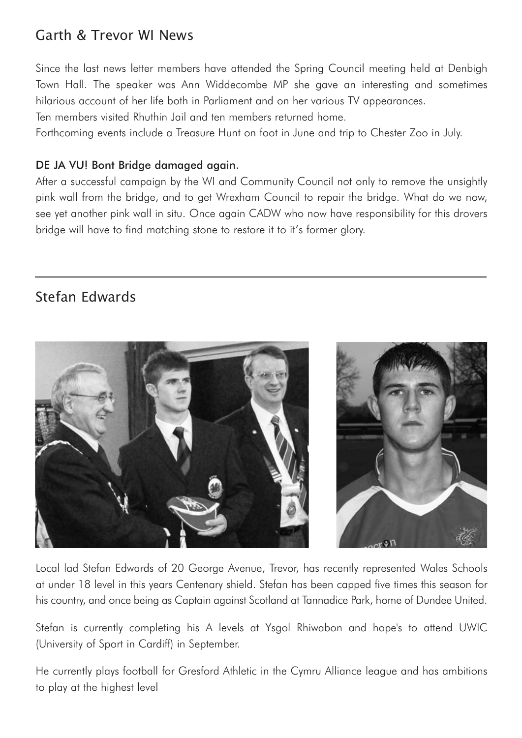## Garth & Trevor WI News

Since the last news letter members have attended the Spring Council meeting held at Denbigh Town Hall. The speaker was Ann Widdecombe MP she gave an interesting and sometimes hilarious account of her life both in Parliament and on her various TV appearances.
Ten members visited Rhuthin Jail and ten members returned home.
Forthcoming events include a Treasure Hunt on foot in June and trip to Chester Zoo in July.

**DE JA VU! Bont Bridge damaged again.**

After a successful campaign by the WI and Community Council not only to remove the unsightly pink wall from the bridge, and to get Wrexham Council to repair the bridge. What do we now, see yet another pink wall in situ. Once again CADW who now have responsibility for this drovers bridge will have to find matching stone to restore it to it's former glory.

---

## Stefan Edwards

Local lad Stefan Edwards of 20 George Avenue, Trevor, has recently represented Wales Schools at under 18 level in this years Centenary shield. Stefan has been capped five times this season for his country, and once being as Captain against Scotland at Tannadice Park, home of Dundee United.

Stefan is currently completing his A levels at Ysgol Rhiwabon and hope's to attend UWIC (University of Sport in Cardiff) in September.

He currently plays football for Gresford Athletic in the Cymru Alliance league and has ambitions to play at the highest level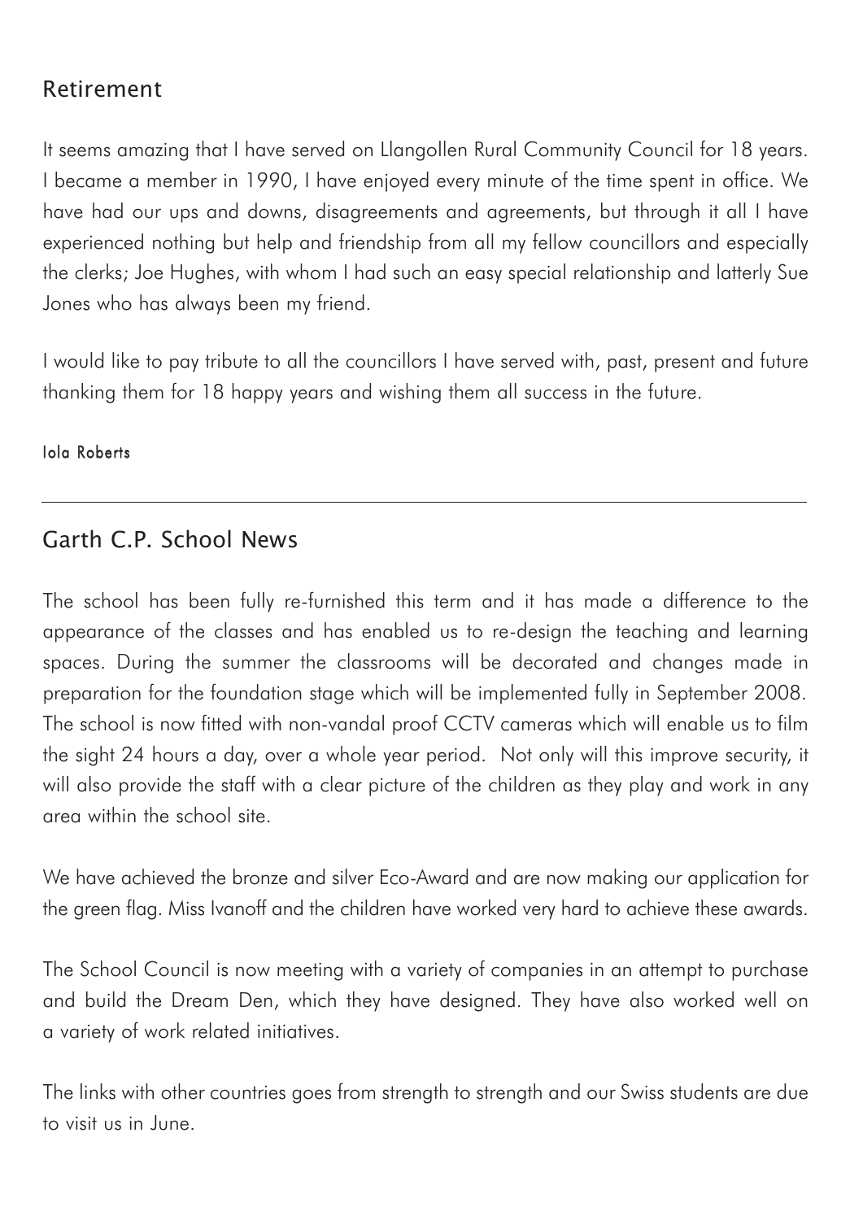## Retirement

It seems amazing that I have served on Llangollen Rural Community Council for 18 years. I became a member in 1990, I have enjoyed every minute of the time spent in office. We have had our ups and downs, disagreements and agreements, but through it all I have experienced nothing but help and friendship from all my fellow councillors and especially the clerks; Joe Hughes, with whom I had such an easy special relationship and latterly Sue Jones who has always been my friend.

I would like to pay tribute to all the councillors I have served with, past, present and future thanking them for 18 happy years and wishing them all success in the future.

Iola Roberts

---

## Garth C.P. School News

The school has been fully re-furnished this term and it has made a difference to the appearance of the classes and has enabled us to re-design the teaching and learning spaces. During the summer the classrooms will be decorated and changes made in preparation for the foundation stage which will be implemented fully in September 2008. The school is now fitted with non-vandal proof CCTV cameras which will enable us to film the sight 24 hours a day, over a whole year period. Not only will this improve security, it will also provide the staff with a clear picture of the children as they play and work in any area within the school site.

We have achieved the bronze and silver Eco-Award and are now making our application for the green flag. Miss Ivanoff and the children have worked very hard to achieve these awards.

The School Council is now meeting with a variety of companies in an attempt to purchase and build the Dream Den, which they have designed. They have also worked well on a variety of work related initiatives.

The links with other countries goes from strength to strength and our Swiss students are due to visit us in June.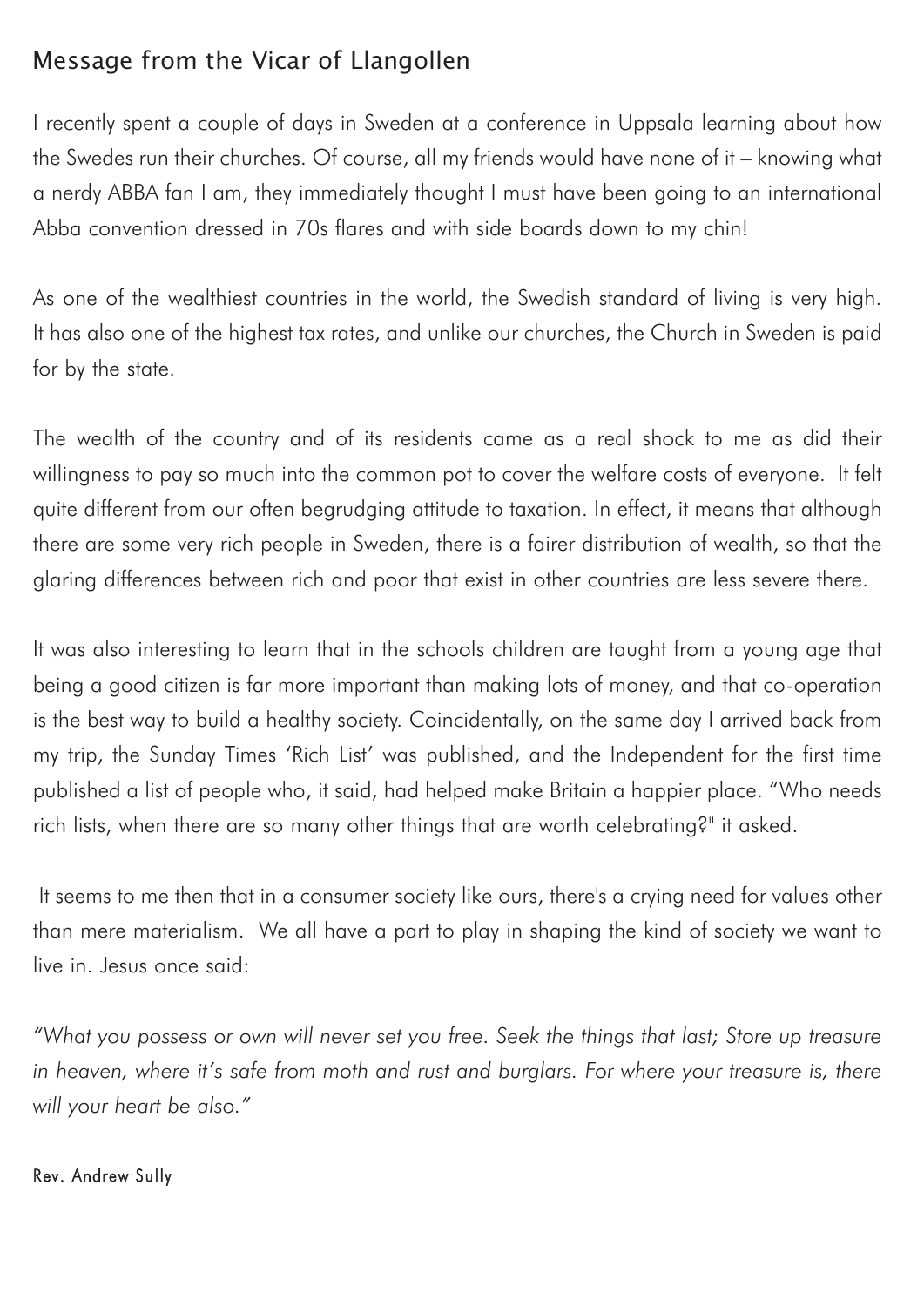## Message from the Vicar of Llangollen

I recently spent a couple of days in Sweden at a conference in Uppsala learning about how the Swedes run their churches. Of course, all my friends would have none of it – knowing what a nerdy ABBA fan I am, they immediately thought I must have been going to an international Abba convention dressed in 70s flares and with side boards down to my chin!

As one of the wealthiest countries in the world, the Swedish standard of living is very high. It has also one of the highest tax rates, and unlike our churches, the Church in Sweden is paid for by the state.

The wealth of the country and of its residents came as a real shock to me as did their willingness to pay so much into the common pot to cover the welfare costs of everyone. It felt quite different from our often begrudging attitude to taxation. In effect, it means that although there are some very rich people in Sweden, there is a fairer distribution of wealth, so that the glaring differences between rich and poor that exist in other countries are less severe there.

It was also interesting to learn that in the schools children are taught from a young age that being a good citizen is far more important than making lots of money, and that co-operation is the best way to build a healthy society. Coincidentally, on the same day I arrived back from my trip, the Sunday Times 'Rich List' was published, and the Independent for the first time published a list of people who, it said, had helped make Britain a happier place. "Who needs rich lists, when there are so many other things that are worth celebrating?" it asked.

It seems to me then that in a consumer society like ours, there's a crying need for values other than mere materialism. We all have a part to play in shaping the kind of society we want to live in. Jesus once said:

*"What you possess or own will never set you free. Seek the things that last; Store up treasure in heaven, where it's safe from moth and rust and burglars. For where your treasure is, there will your heart be also."*

Rev. Andrew Sully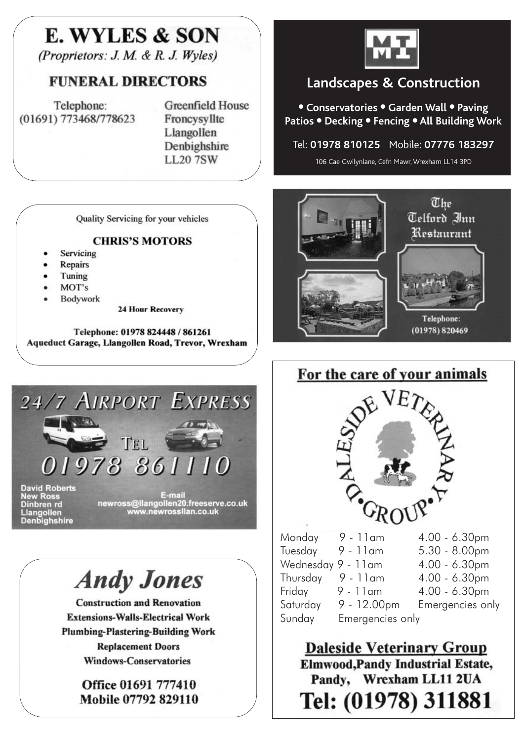# E. WYLES & SON

*(Proprietors: J. M. & R. J. Wyles)*

## FUNERAL DIRECTORS

Telephone:
(01691) 773468/778623

Greenfield House
Froncysyllte
Llangollen
Denbighshire
LL20 7SW

---

## Landscapes & Construction

**• Conservatories • Garden Wall • Paving**
**Patios • Decking • Fencing • All Building Work**

Tel: **01978 810125** Mobile: **07776 183297**

106 Cae Gwilynlane, Cefn Mawr, Wrexham LL14 3PD

---

Quality Servicing for your vehicles

## CHRIS'S MOTORS

- Servicing
- Repairs
- Tuning
- MOT's
- Bodywork

**24 Hour Recovery**

**Telephone: 01978 824448 / 861261**
**Aqueduct Garage, Llangollen Road, Trevor, Wrexham**

---

## The Telford Inn Restaurant

Telephone:
(01978) 820469

---

## 24/7 AIRPORT EXPRESS

TEL
01978 861110

David Roberts
New Ross
Dinbren rd
Llangollen
Denbighshire

E-mail
newross@llangollen20.freeserve.co.uk
www.newrossllan.co.uk

---

## For the care of your animals

DALESIDE VETERINARY GROUP

| | | |
|---|---|---|
| Monday | 9 - 11am | 4.00 - 6.30pm |
| Tuesday | 9 - 11am | 5.30 - 8.00pm |
| Wednesday | 9 - 11am | 4.00 - 6.30pm |
| Thursday | 9 - 11am | 4.00 - 6.30pm |
| Friday | 9 - 11am | 4.00 - 6.30pm |
| Saturday | 9 - 12.00pm | Emergencies only |
| Sunday | Emergencies only | |

**Daleside Veterinary Group**
**Elmwood,Pandy Industrial Estate,**
**Pandy, Wrexham LL11 2UA**
**Tel: (01978) 311881**

---

# Andy Jones

**Construction and Renovation**
**Extensions-Walls-Electrical Work**
**Plumbing-Plastering-Building Work**
**Replacement Doors**
**Windows-Conservatories**

**Office 01691 777410**
**Mobile 07792 829110**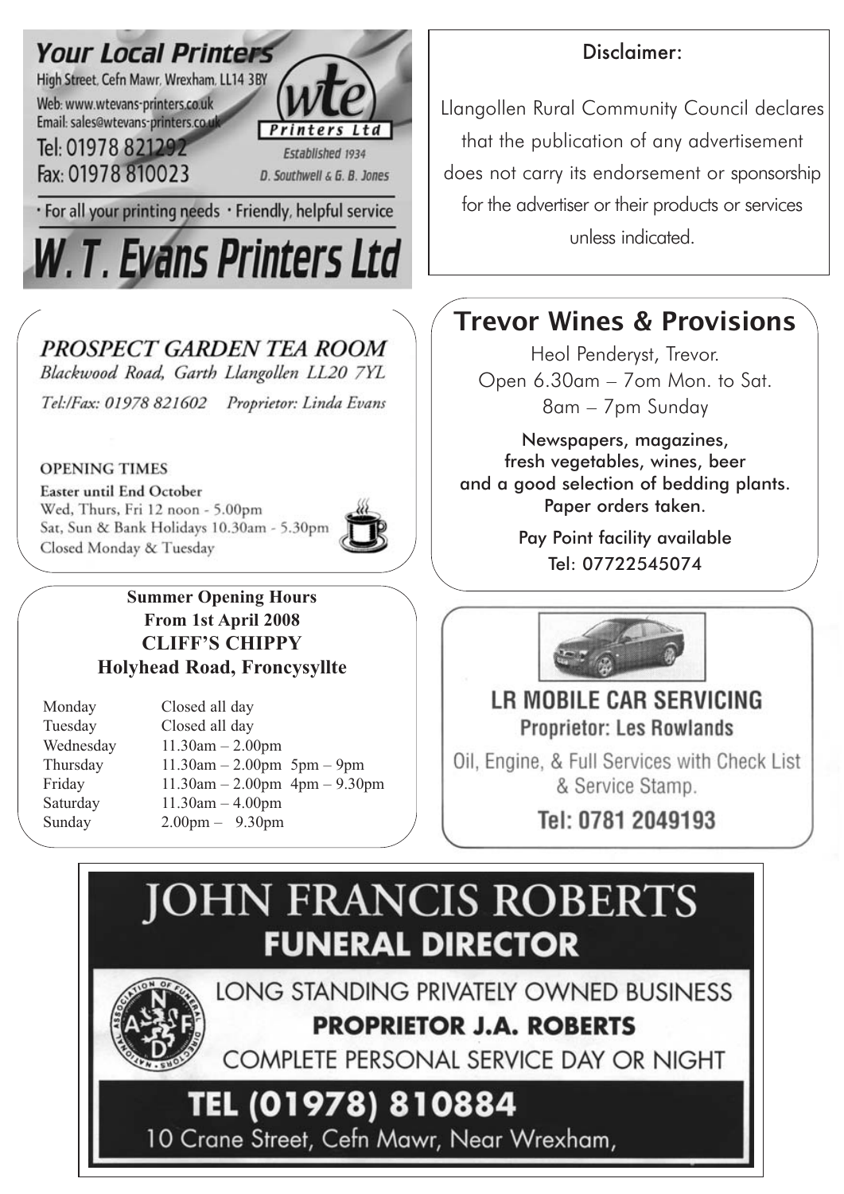## Your Local Printers

High Street, Cefn Mawr, Wrexham, LL14 3BY
Web: www.wtevans-printers.co.uk
Email: sales@wtevans-printers.co.uk
Tel: 01978 821292
Fax: 01978 810023

wte Printers Ltd
Established 1934
D. Southwell & G. B. Jones

· For all your printing needs · Friendly, helpful service

# W. T. Evans Printers Ltd

---

**Disclaimer:**

Llangollen Rural Community Council declares that the publication of any advertisement does not carry its endorsement or sponsorship for the advertiser or their products or services unless indicated.

---

## *PROSPECT GARDEN TEA ROOM*

*Blackwood Road, Garth Llangollen LL20 7YL*

*Tel:/Fax: 01978 821602 Proprietor: Linda Evans*

OPENING TIMES

**Easter until End October**
Wed, Thurs, Fri 12 noon - 5.00pm
Sat, Sun & Bank Holidays 10.30am - 5.30pm
Closed Monday & Tuesday

---

## Trevor Wines & Provisions

Heol Penderyst, Trevor.
Open 6.30am – 7om Mon. to Sat.
8am – 7pm Sunday

Newspapers, magazines, fresh vegetables, wines, beer and a good selection of bedding plants.
Paper orders taken.

Pay Point facility available
Tel: 07722545074

---

**Summer Opening Hours**
**From 1st April 2008**
**CLIFF'S CHIPPY**
**Holyhead Road, Froncysyllte**

| | |
|---|---|
| Monday | Closed all day |
| Tuesday | Closed all day |
| Wednesday | 11.30am – 2.00pm |
| Thursday | 11.30am – 2.00pm 5pm – 9pm |
| Friday | 11.30am – 2.00pm 4pm – 9.30pm |
| Saturday | 11.30am – 4.00pm |
| Sunday | 2.00pm – 9.30pm |

---

## LR MOBILE CAR SERVICING

**Proprietor: Les Rowlands**

Oil, Engine, & Full Services with Check List & Service Stamp.

**Tel: 0781 2049193**

---

# JOHN FRANCIS ROBERTS

## FUNERAL DIRECTOR

LONG STANDING PRIVATELY OWNED BUSINESS
**PROPRIETOR J.A. ROBERTS**
COMPLETE PERSONAL SERVICE DAY OR NIGHT

**TEL (01978) 810884**
10 Crane Street, Cefn Mawr, Near Wrexham,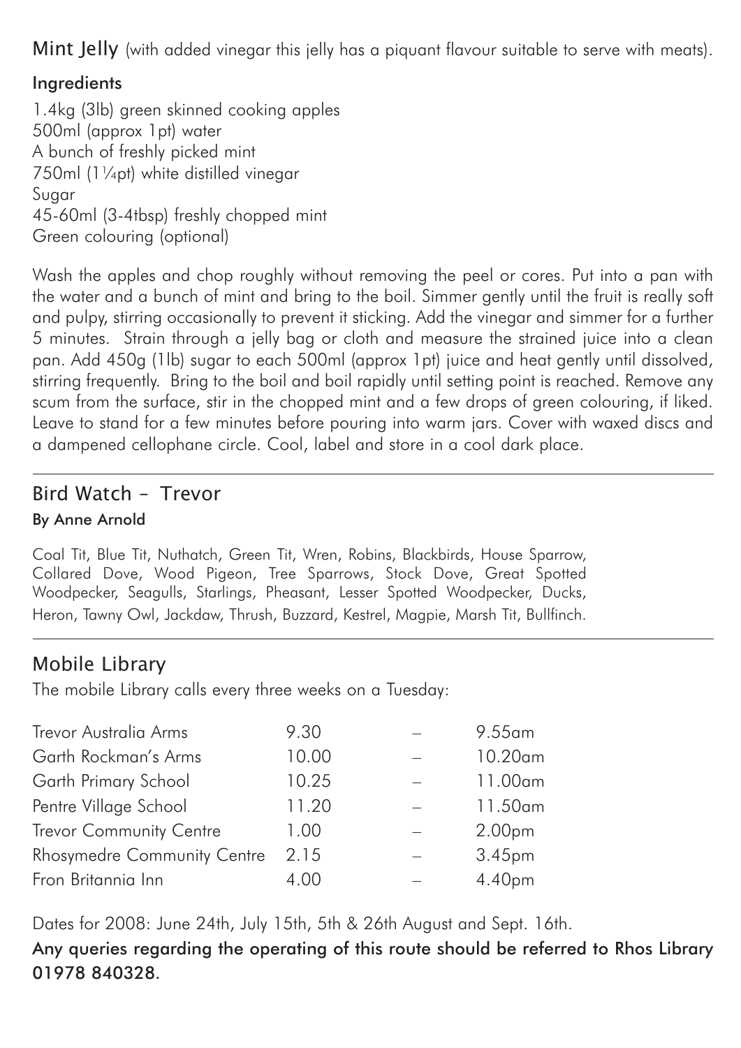**Mint Jelly** (with added vinegar this jelly has a piquant flavour suitable to serve with meats).

### Ingredients

1.4kg (3lb) green skinned cooking apples
500ml (approx 1pt) water
A bunch of freshly picked mint
750ml (1¼pt) white distilled vinegar
Sugar
45-60ml (3-4tbsp) freshly chopped mint
Green colouring (optional)

Wash the apples and chop roughly without removing the peel or cores. Put into a pan with the water and a bunch of mint and bring to the boil. Simmer gently until the fruit is really soft and pulpy, stirring occasionally to prevent it sticking. Add the vinegar and simmer for a further 5 minutes. Strain through a jelly bag or cloth and measure the strained juice into a clean pan. Add 450g (1lb) sugar to each 500ml (approx 1pt) juice and heat gently until dissolved, stirring frequently. Bring to the boil and boil rapidly until setting point is reached. Remove any scum from the surface, stir in the chopped mint and a few drops of green colouring, if liked. Leave to stand for a few minutes before pouring into warm jars. Cover with waxed discs and a dampened cellophane circle. Cool, label and store in a cool dark place.

---

## Bird Watch – Trevor

**By Anne Arnold**

Coal Tit, Blue Tit, Nuthatch, Green Tit, Wren, Robins, Blackbirds, House Sparrow, Collared Dove, Wood Pigeon, Tree Sparrows, Stock Dove, Great Spotted Woodpecker, Seagulls, Starlings, Pheasant, Lesser Spotted Woodpecker, Ducks, Heron, Tawny Owl, Jackdaw, Thrush, Buzzard, Kestrel, Magpie, Marsh Tit, Bullfinch.

---

## Mobile Library

The mobile Library calls every three weeks on a Tuesday:

| | | | |
|---|---|---|---|
| Trevor Australia Arms | 9.30 | – | 9.55am |
| Garth Rockman's Arms | 10.00 | – | 10.20am |
| Garth Primary School | 10.25 | – | 11.00am |
| Pentre Village School | 11.20 | – | 11.50am |
| Trevor Community Centre | 1.00 | – | 2.00pm |
| Rhosymedre Community Centre | 2.15 | – | 3.45pm |
| Fron Britannia Inn | 4.00 | – | 4.40pm |

Dates for 2008: June 24th, July 15th, 5th & 26th August and Sept. 16th.

**Any queries regarding the operating of this route should be referred to Rhos Library 01978 840328.**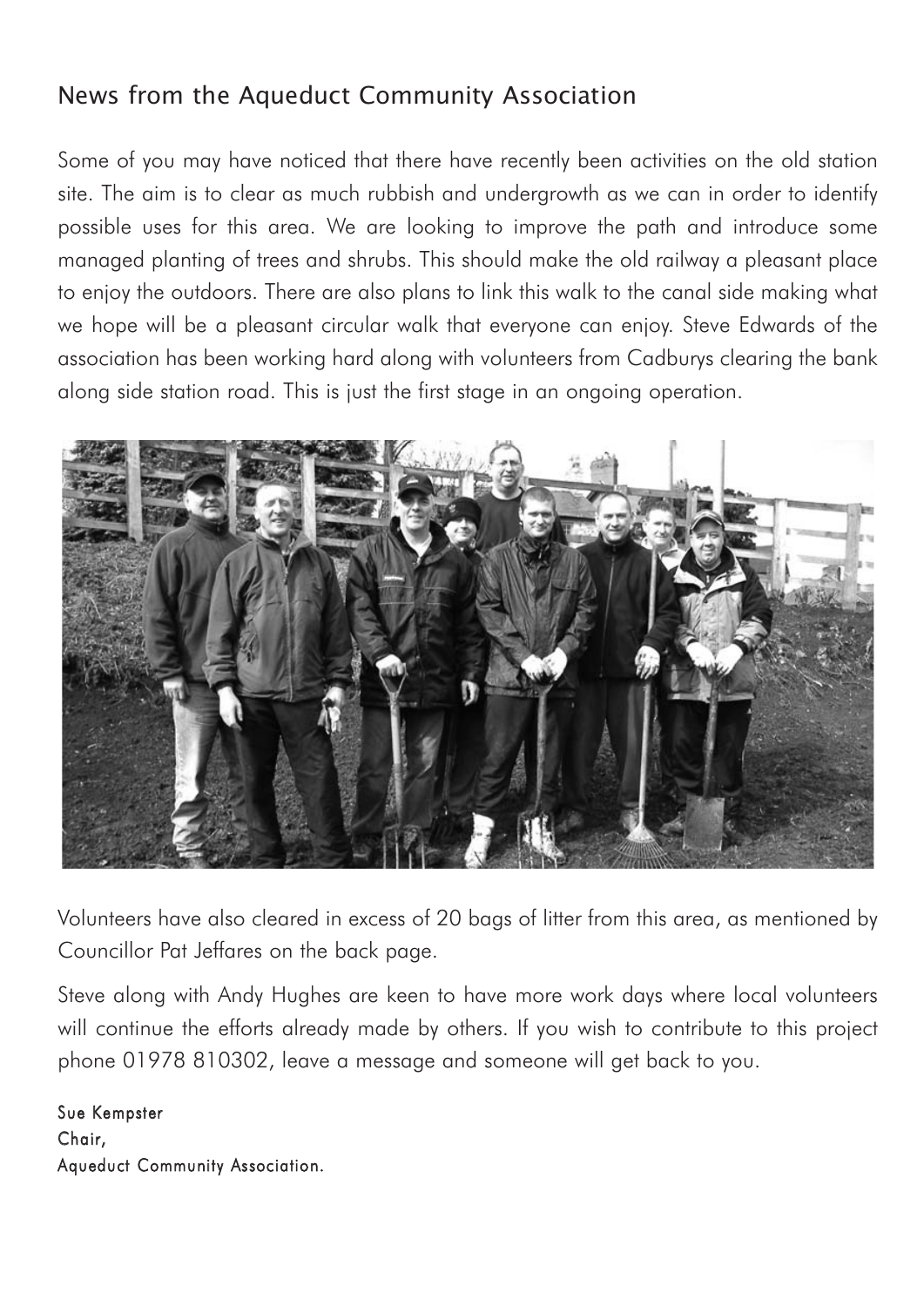## News from the Aqueduct Community Association

Some of you may have noticed that there have recently been activities on the old station site. The aim is to clear as much rubbish and undergrowth as we can in order to identify possible uses for this area. We are looking to improve the path and introduce some managed planting of trees and shrubs. This should make the old railway a pleasant place to enjoy the outdoors. There are also plans to link this walk to the canal side making what we hope will be a pleasant circular walk that everyone can enjoy. Steve Edwards of the association has been working hard along with volunteers from Cadburys clearing the bank along side station road. This is just the first stage in an ongoing operation.

Volunteers have also cleared in excess of 20 bags of litter from this area, as mentioned by Councillor Pat Jeffares on the back page.

Steve along with Andy Hughes are keen to have more work days where local volunteers will continue the efforts already made by others. If you wish to contribute to this project phone 01978 810302, leave a message and someone will get back to you.

Sue Kempster
Chair,
Aqueduct Community Association.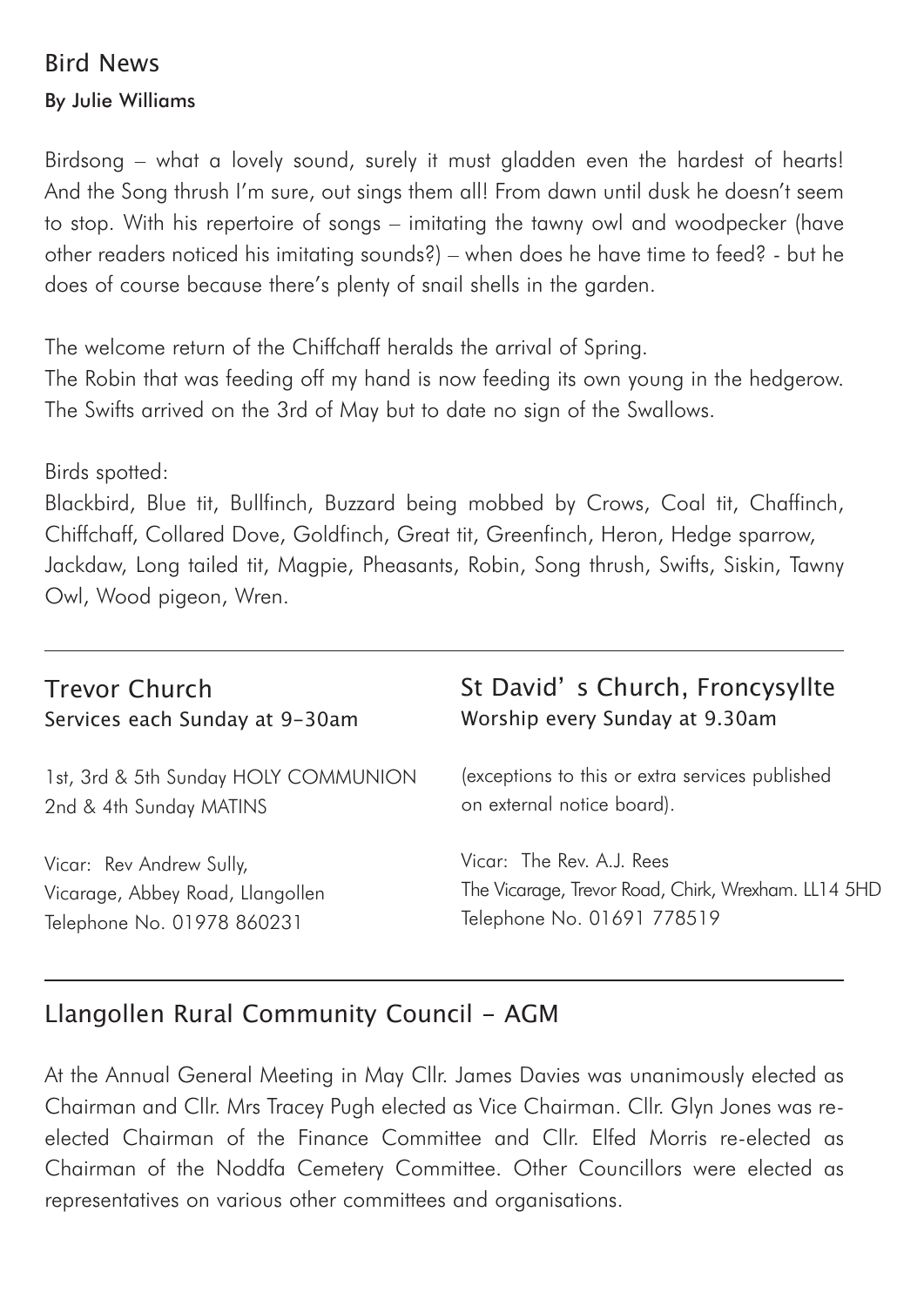## Bird News

**By Julie Williams**

Birdsong – what a lovely sound, surely it must gladden even the hardest of hearts! And the Song thrush I'm sure, out sings them all! From dawn until dusk he doesn't seem to stop. With his repertoire of songs – imitating the tawny owl and woodpecker (have other readers noticed his imitating sounds?) – when does he have time to feed? - but he does of course because there's plenty of snail shells in the garden.

The welcome return of the Chiffchaff heralds the arrival of Spring.
The Robin that was feeding off my hand is now feeding its own young in the hedgerow.
The Swifts arrived on the 3rd of May but to date no sign of the Swallows.

Birds spotted:
Blackbird, Blue tit, Bullfinch, Buzzard being mobbed by Crows, Coal tit, Chaffinch, Chiffchaff, Collared Dove, Goldfinch, Great tit, Greenfinch, Heron, Hedge sparrow, Jackdaw, Long tailed tit, Magpie, Pheasants, Robin, Song thrush, Swifts, Siskin, Tawny Owl, Wood pigeon, Wren.

---

## Trevor Church

Services each Sunday at 9-30am

1st, 3rd & 5th Sunday HOLY COMMUNION
2nd & 4th Sunday MATINS

Vicar: Rev Andrew Sully,
Vicarage, Abbey Road, Llangollen
Telephone No. 01978 860231

## St David' s Church, Froncysyllte

Worship every Sunday at 9.30am

(exceptions to this or extra services published on external notice board).

Vicar: The Rev. A.J. Rees
The Vicarage, Trevor Road, Chirk, Wrexham. LL14 5HD
Telephone No. 01691 778519

---

## Llangollen Rural Community Council - AGM

At the Annual General Meeting in May Cllr. James Davies was unanimously elected as Chairman and Cllr. Mrs Tracey Pugh elected as Vice Chairman. Cllr. Glyn Jones was re-elected Chairman of the Finance Committee and Cllr. Elfed Morris re-elected as Chairman of the Noddfa Cemetery Committee. Other Councillors were elected as representatives on various other committees and organisations.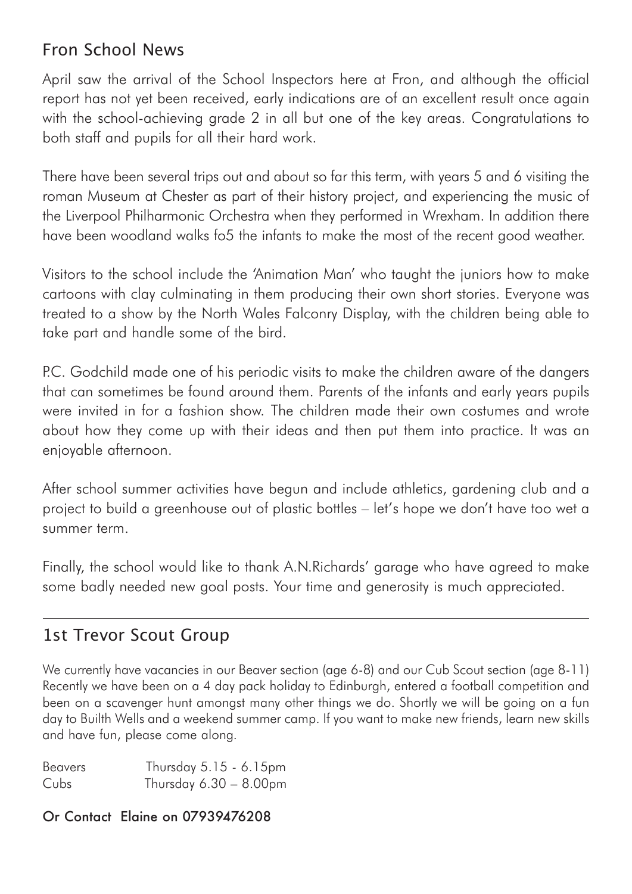## Fron School News

April saw the arrival of the School Inspectors here at Fron, and although the official report has not yet been received, early indications are of an excellent result once again with the school-achieving grade 2 in all but one of the key areas. Congratulations to both staff and pupils for all their hard work.

There have been several trips out and about so far this term, with years 5 and 6 visiting the roman Museum at Chester as part of their history project, and experiencing the music of the Liverpool Philharmonic Orchestra when they performed in Wrexham. In addition there have been woodland walks fo5 the infants to make the most of the recent good weather.

Visitors to the school include the 'Animation Man' who taught the juniors how to make cartoons with clay culminating in them producing their own short stories. Everyone was treated to a show by the North Wales Falconry Display, with the children being able to take part and handle some of the bird.

P.C. Godchild made one of his periodic visits to make the children aware of the dangers that can sometimes be found around them. Parents of the infants and early years pupils were invited in for a fashion show. The children made their own costumes and wrote about how they come up with their ideas and then put them into practice. It was an enjoyable afternoon.

After school summer activities have begun and include athletics, gardening club and a project to build a greenhouse out of plastic bottles – let's hope we don't have too wet a summer term.

Finally, the school would like to thank A.N.Richards' garage who have agreed to make some badly needed new goal posts. Your time and generosity is much appreciated.

---

## 1st Trevor Scout Group

We currently have vacancies in our Beaver section (age 6-8) and our Cub Scout section (age 8-11) Recently we have been on a 4 day pack holiday to Edinburgh, entered a football competition and been on a scavenger hunt amongst many other things we do. Shortly we will be going on a fun day to Builth Wells and a weekend summer camp. If you want to make new friends, learn new skills and have fun, please come along.

Beavers  Thursday 5.15 - 6.15pm
Cubs  Thursday 6.30 – 8.00pm

**Or Contact Elaine on 07939476208**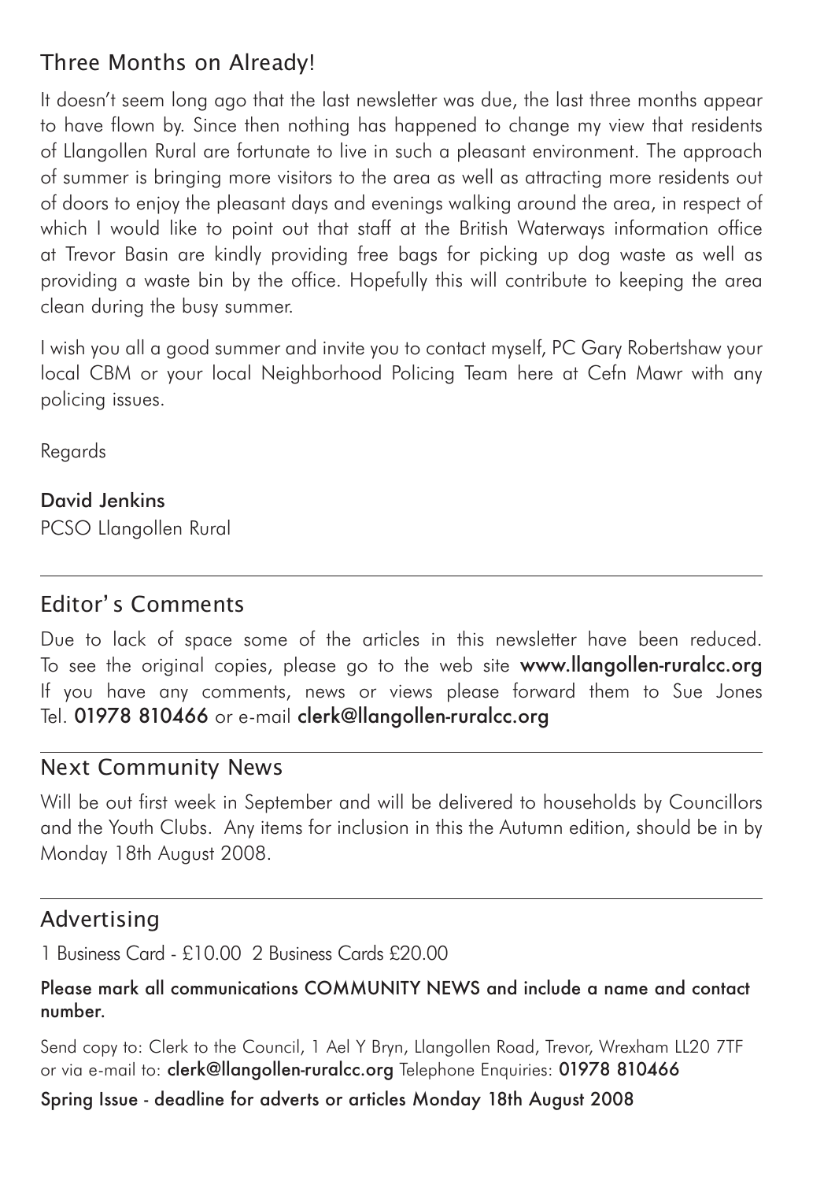## Three Months on Already!

It doesn't seem long ago that the last newsletter was due, the last three months appear to have flown by. Since then nothing has happened to change my view that residents of Llangollen Rural are fortunate to live in such a pleasant environment. The approach of summer is bringing more visitors to the area as well as attracting more residents out of doors to enjoy the pleasant days and evenings walking around the area, in respect of which I would like to point out that staff at the British Waterways information office at Trevor Basin are kindly providing free bags for picking up dog waste as well as providing a waste bin by the office. Hopefully this will contribute to keeping the area clean during the busy summer.

I wish you all a good summer and invite you to contact myself, PC Gary Robertshaw your local CBM or your local Neighborhood Policing Team here at Cefn Mawr with any policing issues.

Regards

**David Jenkins**
PCSO Llangollen Rural

## Editor's Comments

Due to lack of space some of the articles in this newsletter have been reduced. To see the original copies, please go to the web site **www.llangollen-ruralcc.org** If you have any comments, news or views please forward them to Sue Jones Tel. **01978 810466** or e-mail **clerk@llangollen-ruralcc.org**

## Next Community News

Will be out first week in September and will be delivered to households by Councillors and the Youth Clubs. Any items for inclusion in this the Autumn edition, should be in by Monday 18th August 2008.

## Advertising

1 Business Card - £10.00 2 Business Cards £20.00

**Please mark all communications COMMUNITY NEWS and include a name and contact number.**

Send copy to: Clerk to the Council, 1 Ael Y Bryn, Llangollen Road, Trevor, Wrexham LL20 7TF or via e-mail to: **clerk@llangollen-ruralcc.org** Telephone Enquiries: **01978 810466**

**Spring Issue - deadline for adverts or articles Monday 18th August 2008**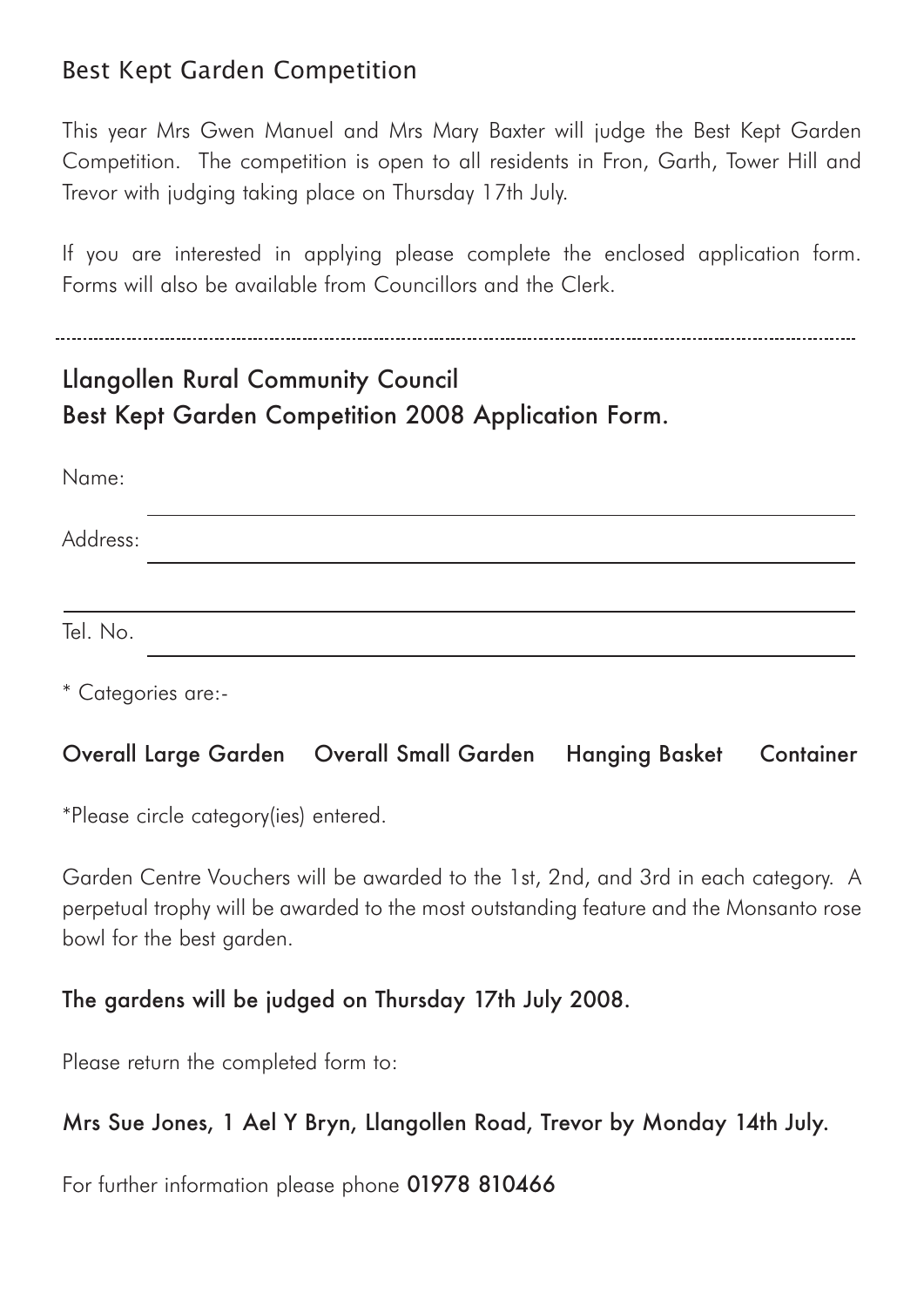## Best Kept Garden Competition

This year Mrs Gwen Manuel and Mrs Mary Baxter will judge the Best Kept Garden Competition. The competition is open to all residents in Fron, Garth, Tower Hill and Trevor with judging taking place on Thursday 17th July.

If you are interested in applying please complete the enclosed application form. Forms will also be available from Councillors and the Clerk.

---

## Llangollen Rural Community Council
## Best Kept Garden Competition 2008 Application Form.

Name: \_\_\_\_\_\_\_\_\_\_\_\_\_\_\_\_\_\_\_\_\_\_\_\_\_\_\_\_\_\_\_\_

Address: \_\_\_\_\_\_\_\_\_\_\_\_\_\_\_\_\_\_\_\_\_\_\_\_\_\_\_\_\_\_\_\_

\_\_\_\_\_\_\_\_\_\_\_\_\_\_\_\_\_\_\_\_\_\_\_\_\_\_\_\_\_\_\_\_

Tel. No. \_\_\_\_\_\_\_\_\_\_\_\_\_\_\_\_\_\_\_\_\_\_\_\_\_\_\_\_\_\_\_\_

* Categories are:-

**Overall Large Garden    Overall Small Garden    Hanging Basket    Container**

*Please circle category(ies) entered.

Garden Centre Vouchers will be awarded to the 1st, 2nd, and 3rd in each category. A perpetual trophy will be awarded to the most outstanding feature and the Monsanto rose bowl for the best garden.

**The gardens will be judged on Thursday 17th July 2008.**

Please return the completed form to:

**Mrs Sue Jones, 1 Ael Y Bryn, Llangollen Road, Trevor by Monday 14th July.**

For further information please phone **01978 810466**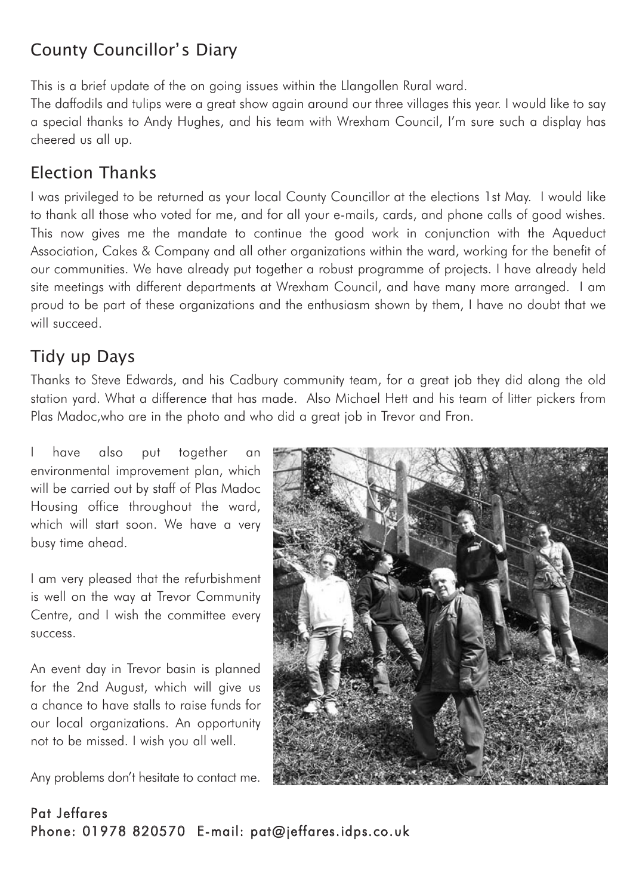## County Councillor's Diary

This is a brief update of the on going issues within the Llangollen Rural ward.

The daffodils and tulips were a great show again around our three villages this year. I would like to say a special thanks to Andy Hughes, and his team with Wrexham Council, I'm sure such a display has cheered us all up.

## Election Thanks

I was privileged to be returned as your local County Councillor at the elections 1st May. I would like to thank all those who voted for me, and for all your e-mails, cards, and phone calls of good wishes. This now gives me the mandate to continue the good work in conjunction with the Aqueduct Association, Cakes & Company and all other organizations within the ward, working for the benefit of our communities. We have already put together a robust programme of projects. I have already held site meetings with different departments at Wrexham Council, and have many more arranged. I am proud to be part of these organizations and the enthusiasm shown by them, I have no doubt that we will succeed.

## Tidy up Days

Thanks to Steve Edwards, and his Cadbury community team, for a great job they did along the old station yard. What a difference that has made. Also Michael Hett and his team of litter pickers from Plas Madoc,who are in the photo and who did a great job in Trevor and Fron.

I have also put together an environmental improvement plan, which will be carried out by staff of Plas Madoc Housing office throughout the ward, which will start soon. We have a very busy time ahead.

I am very pleased that the refurbishment is well on the way at Trevor Community Centre, and I wish the committee every success.

An event day in Trevor basin is planned for the 2nd August, which will give us a chance to have stalls to raise funds for our local organizations. An opportunity not to be missed. I wish you all well.

Any problems don't hesitate to contact me.

**Pat Jeffares**
**Phone: 01978 820570 E-mail: pat@jeffares.idps.co.uk**